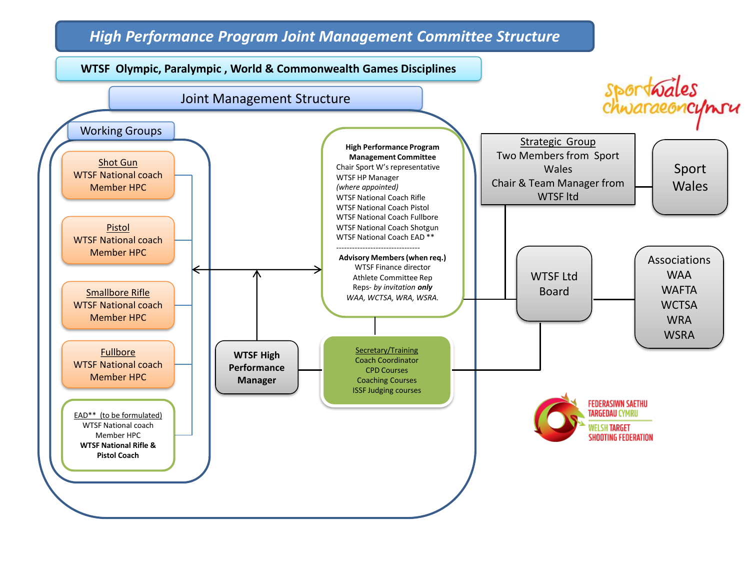# High Performance Program Joint Management Committee Structure

## WTSF Olympic, Paralympic , World & Commonwealth Games Disciplines

### Joint Management Structure

#### Working Groups

**Shot Gun**
WTSF National coach
Member HPC

**Pistol**
WTSF National coach
Member HPC

**Smallbore Rifle**
WTSF National coach
Member HPC

**Fullbore**
WTSF National coach
Member HPC

**EAD** (to be formulated)**
WTSF National coach
Member HPC
**WTSF National Rifle & Pistol Coach**

#### High Performance Program Management Committee

Chair Sport W's representative
WTSF HP Manager
*(where appointed)*
WTSF National Coach Rifle
WTSF National Coach Pistol
WTSF National Coach Fullbore
WTSF National Coach Shotgun
WTSF National Coach EAD **

--------------------------------

**Advisory Members (when req.)**
WTSF Finance director
Athlete Committee Rep
Reps- *by invitation **only***
*WAA, WCTSA, WRA, WSRA.*

**WTSF High Performance Manager**

**Secretary/Training**
Coach Coordinator
CPD Courses
Coaching Courses
ISSF Judging courses

#### Strategic Group

Two Members from Sport Wales
Chair & Team Manager from WTSF ltd

**Sport Wales**

**WTSF Ltd Board**

**Associations**
WAA
WAFTA
WCTSA
WRA
WSRA

sportwales chwaraeoncymru

FEDERASIWN SAETHU TARGEDAU CYMRU
WELSH TARGET SHOOTING FEDERATION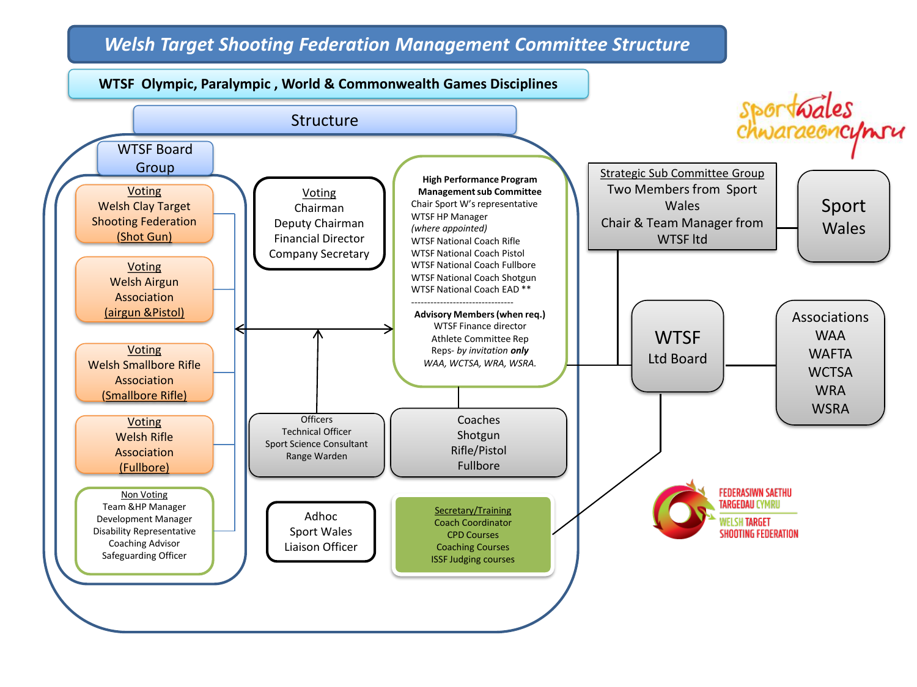# Welsh Target Shooting Federation Management Committee Structure

## WTSF Olympic, Paralympic , World & Commonwealth Games Disciplines

### Structure

**WTSF Board Group**

Voting
Welsh Clay Target Shooting Federation
(Shot Gun)

Voting
Welsh Airgun Association
(airgun &Pistol)

Voting
Welsh Smallbore Rifle Association
(Smallbore Rifle)

Voting
Welsh Rifle Association
(Fullbore)

Non Voting
Team &HP Manager
Development Manager
Disability Representative
Coaching Advisor
Safeguarding Officer

Voting
Chairman
Deputy Chairman
Financial Director
Company Secretary

**High Performance Program Management sub Committee**
Chair Sport W's representative
WTSF HP Manager
*(where appointed)*
WTSF National Coach Rifle
WTSF National Coach Pistol
WTSF National Coach Fullbore
WTSF National Coach Shotgun
WTSF National Coach EAD **
--------------------------------
**Advisory Members (when req.)**
WTSF Finance director
Athlete Committee Rep
Reps- *by invitation **only***
*WAA, WCTSA, WRA, WSRA.*

Officers
Technical Officer
Sport Science Consultant
Range Warden

Coaches
Shotgun
Rifle/Pistol
Fullbore

Adhoc
Sport Wales
Liaison Officer

Secretary/Training
Coach Coordinator
CPD Courses
Coaching Courses
ISSF Judging courses

sportwales
chwaraeoncymru

Strategic Sub Committee Group
Two Members from Sport Wales
Chair & Team Manager from WTSF ltd

Sport Wales

WTSF
Ltd Board

Associations
WAA
WAFTA
WCTSA
WRA
WSRA

FEDERASIWN SAETHU TARGEDAU CYMRU
WELSH TARGET SHOOTING FEDERATION